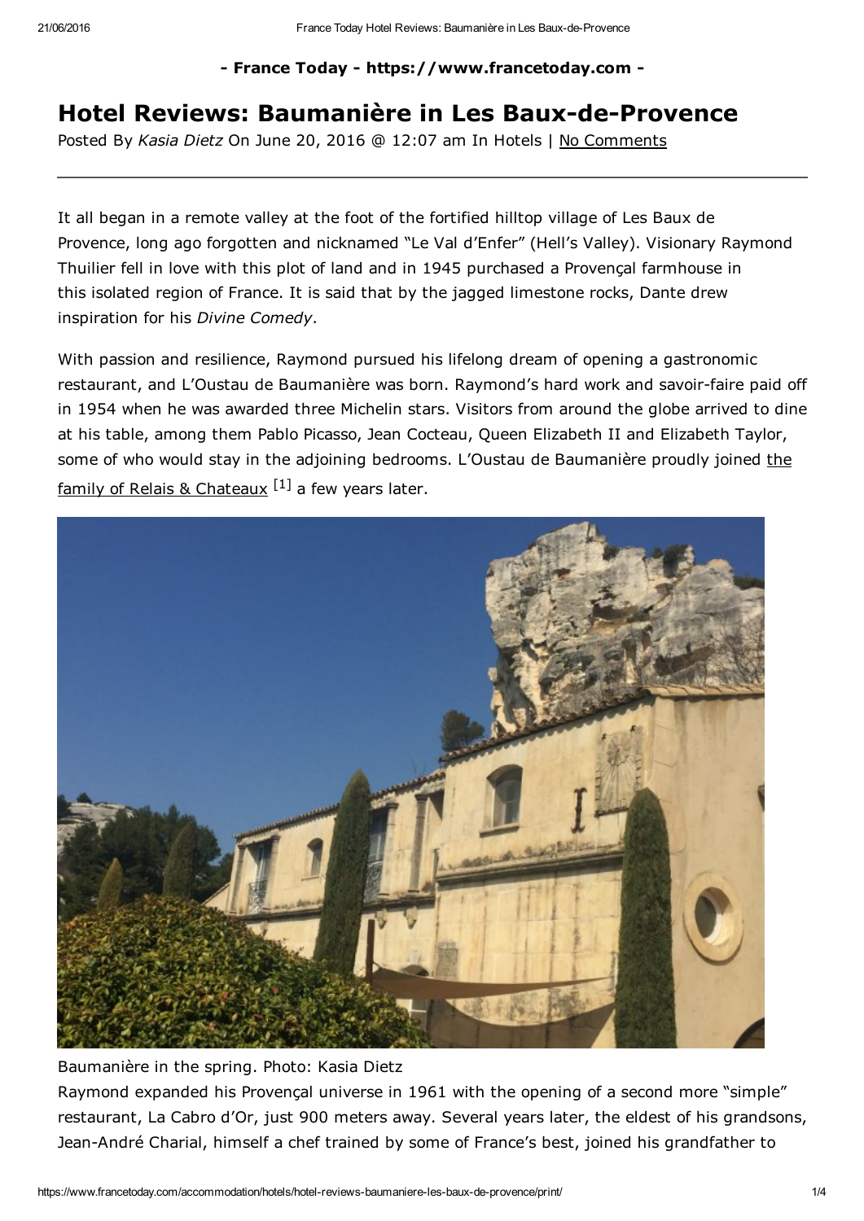**- France Today - https://www.francetoday.com -**

# Hotel Reviews: Baumanière in Les Baux-de-Provence

Posted By *Kasia Dietz* On June 20, 2016 @ 12:07 am In Hotels | No Comments

---

It all began in a remote valley at the foot of the fortified hilltop village of Les Baux de Provence, long ago forgotten and nicknamed "Le Val d'Enfer" (Hell's Valley). Visionary Raymond Thuilier fell in love with this plot of land and in 1945 purchased a Provençal farmhouse in this isolated region of France. It is said that by the jagged limestone rocks, Dante drew inspiration for his *Divine Comedy*.

With passion and resilience, Raymond pursued his lifelong dream of opening a gastronomic restaurant, and L'Oustau de Baumanière was born. Raymond's hard work and savoir-faire paid off in 1954 when he was awarded three Michelin stars. Visitors from around the globe arrived to dine at his table, among them Pablo Picasso, Jean Cocteau, Queen Elizabeth II and Elizabeth Taylor, some of who would stay in the adjoining bedrooms. L'Oustau de Baumanière proudly joined the family of Relais & Chateaux [1] a few years later.

Baumanière in the spring. Photo: Kasia Dietz

Raymond expanded his Provençal universe in 1961 with the opening of a second more "simple" restaurant, La Cabro d'Or, just 900 meters away. Several years later, the eldest of his grandsons, Jean-André Charial, himself a chef trained by some of France's best, joined his grandfather to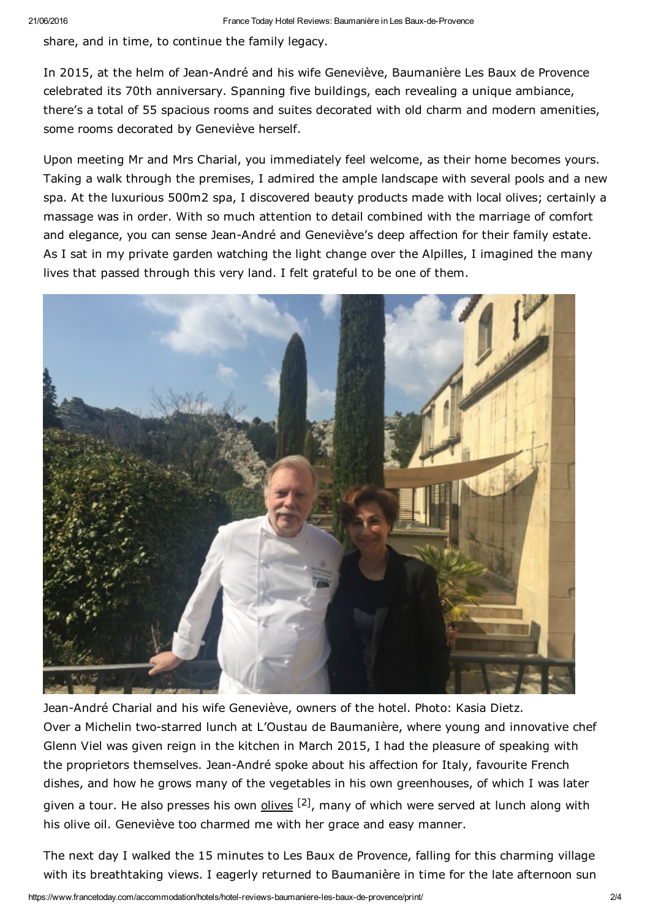share, and in time, to continue the family legacy.

In 2015, at the helm of Jean-André and his wife Geneviève, Baumanière Les Baux de Provence celebrated its 70th anniversary. Spanning five buildings, each revealing a unique ambiance, there's a total of 55 spacious rooms and suites decorated with old charm and modern amenities, some rooms decorated by Geneviève herself.

Upon meeting Mr and Mrs Charial, you immediately feel welcome, as their home becomes yours. Taking a walk through the premises, I admired the ample landscape with several pools and a new spa. At the luxurious 500m2 spa, I discovered beauty products made with local olives; certainly a massage was in order. With so much attention to detail combined with the marriage of comfort and elegance, you can sense Jean-André and Geneviève's deep affection for their family estate. As I sat in my private garden watching the light change over the Alpilles, I imagined the many lives that passed through this very land. I felt grateful to be one of them.

Jean-André Charial and his wife Geneviève, owners of the hotel. Photo: Kasia Dietz.

Over a Michelin two-starred lunch at L'Oustau de Baumanière, where young and innovative chef Glenn Viel was given reign in the kitchen in March 2015, I had the pleasure of speaking with the proprietors themselves. Jean-André spoke about his affection for Italy, favourite French dishes, and how he grows many of the vegetables in his own greenhouses, of which I was later given a tour. He also presses his own olives [2], many of which were served at lunch along with his olive oil. Geneviève too charmed me with her grace and easy manner.

The next day I walked the 15 minutes to Les Baux de Provence, falling for this charming village with its breathtaking views. I eagerly returned to Baumanière in time for the late afternoon sun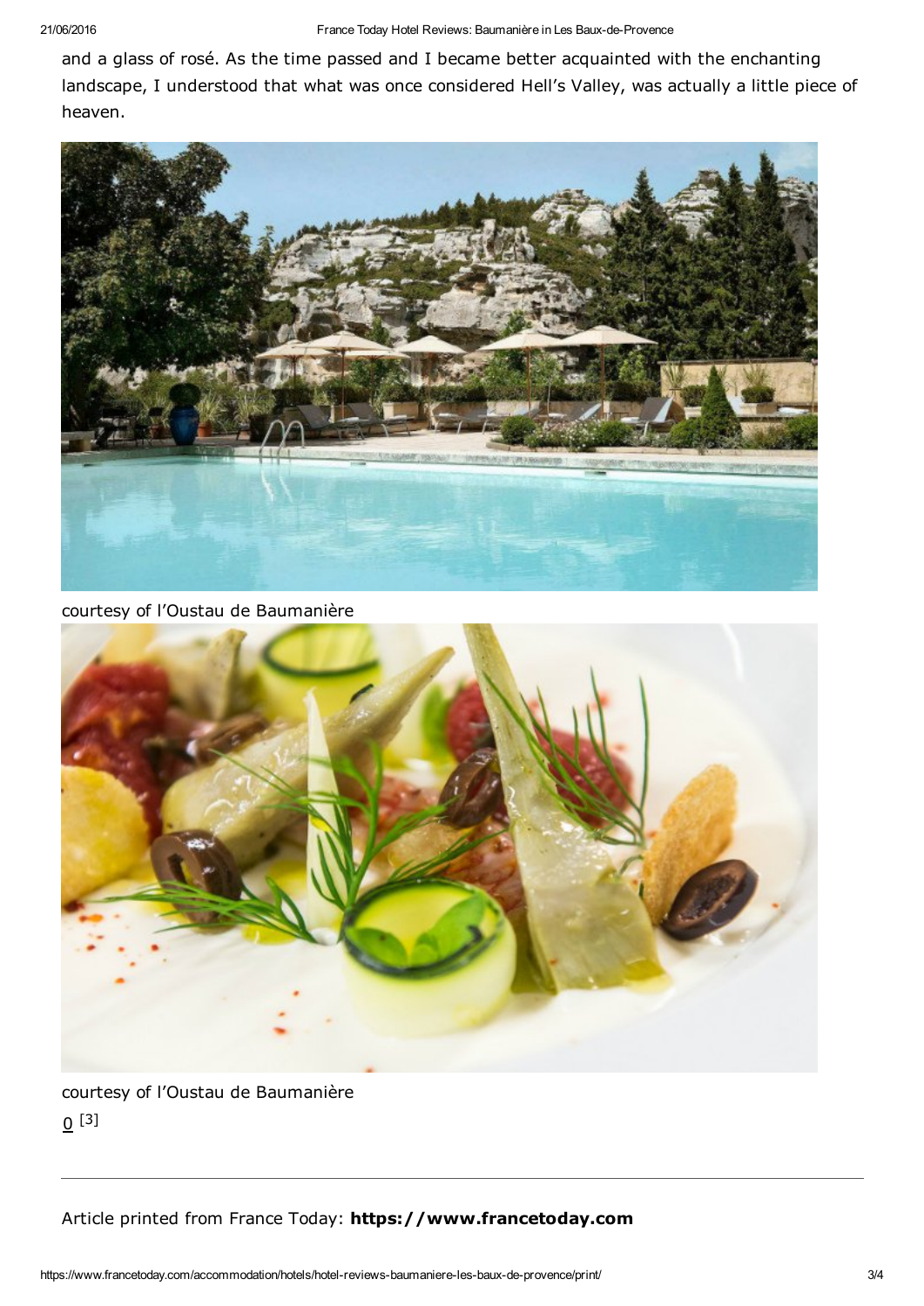and a glass of rosé. As the time passed and I became better acquainted with the enchanting landscape, I understood that what was once considered Hell's Valley, was actually a little piece of heaven.

courtesy of l'Oustau de Baumanière

courtesy of l'Oustau de Baumanière

0 [3]

---

Article printed from France Today: **https://www.francetoday.com**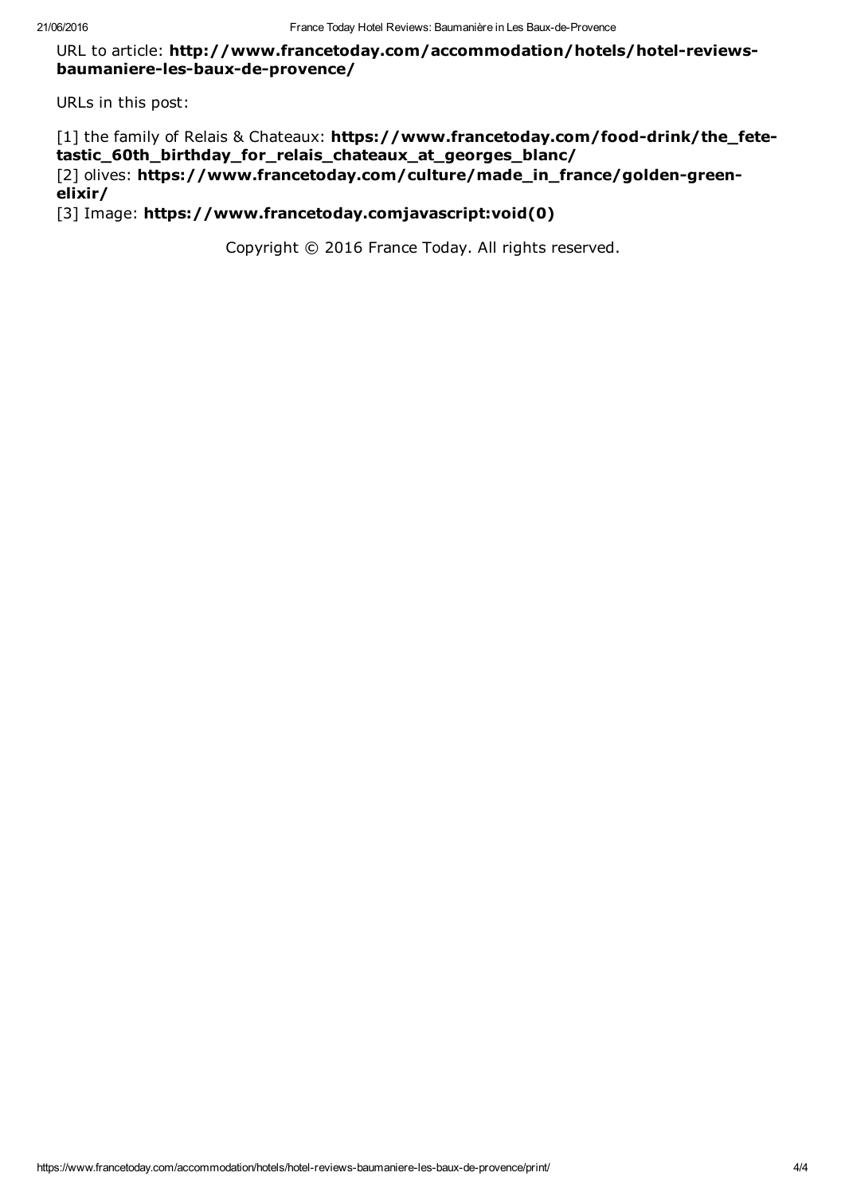URL to article: **http://www.francetoday.com/accommodation/hotels/hotel-reviews-baumaniere-les-baux-de-provence/**

URLs in this post:

[1] the family of Relais & Chateaux: **https://www.francetoday.com/food-drink/the_fete-tastic_60th_birthday_for_relais_chateaux_at_georges_blanc/**
[2] olives: **https://www.francetoday.com/culture/made_in_france/golden-green-elixir/**
[3] Image: **https://www.francetoday.comjavascript:void(0)**

Copyright © 2016 France Today. All rights reserved.